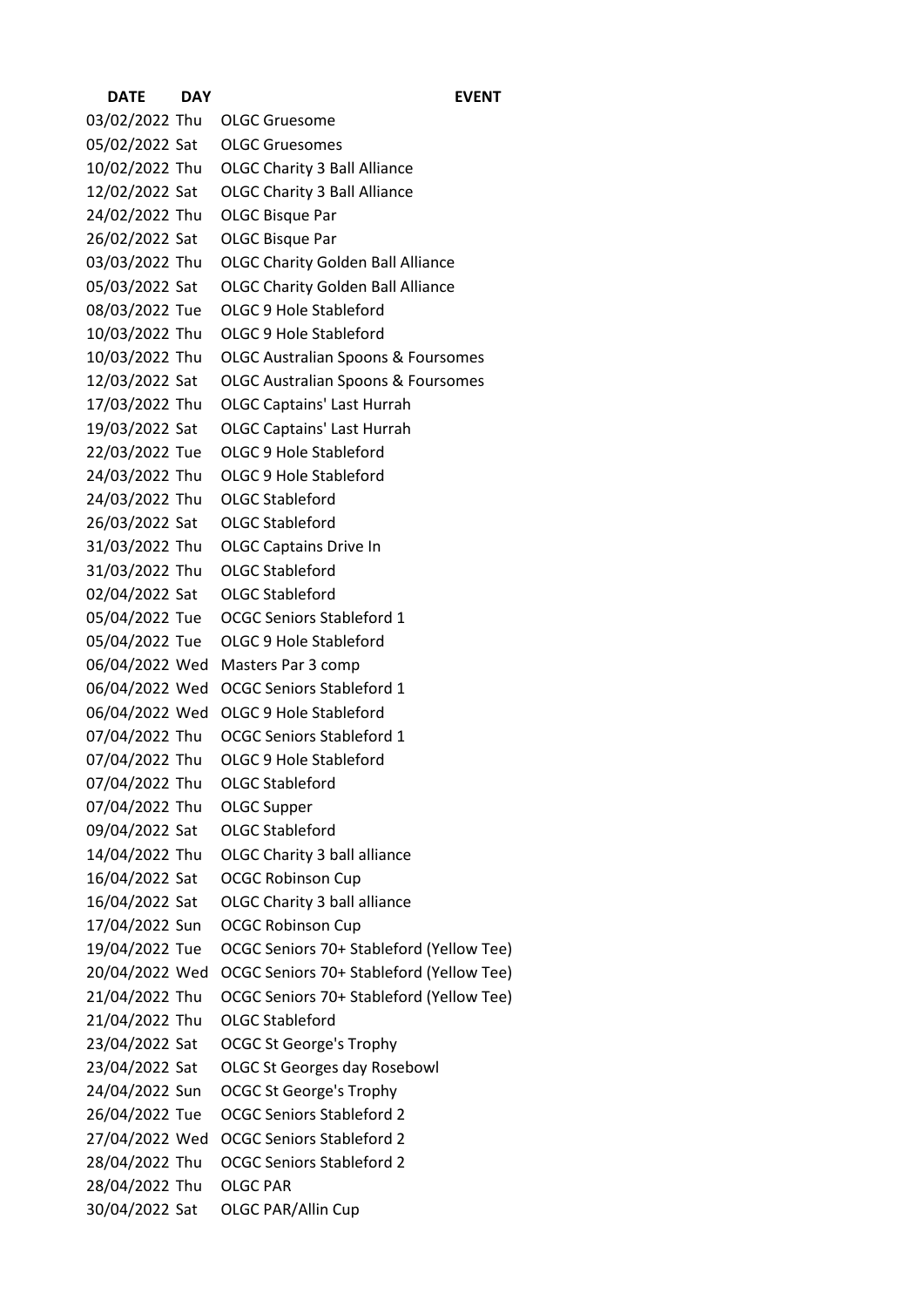| DATE | DAY | EVENT |
|---|---|---|
| 03/02/2022 | Thu | OLGC Gruesome |
| 05/02/2022 | Sat | OLGC Gruesomes |
| 10/02/2022 | Thu | OLGC Charity 3 Ball Alliance |
| 12/02/2022 | Sat | OLGC Charity 3 Ball Alliance |
| 24/02/2022 | Thu | OLGC Bisque Par |
| 26/02/2022 | Sat | OLGC Bisque Par |
| 03/03/2022 | Thu | OLGC Charity Golden Ball Alliance |
| 05/03/2022 | Sat | OLGC Charity Golden Ball Alliance |
| 08/03/2022 | Tue | OLGC 9 Hole Stableford |
| 10/03/2022 | Thu | OLGC 9 Hole Stableford |
| 10/03/2022 | Thu | OLGC Australian Spoons & Foursomes |
| 12/03/2022 | Sat | OLGC Australian Spoons & Foursomes |
| 17/03/2022 | Thu | OLGC Captains' Last Hurrah |
| 19/03/2022 | Sat | OLGC Captains' Last Hurrah |
| 22/03/2022 | Tue | OLGC 9 Hole Stableford |
| 24/03/2022 | Thu | OLGC 9 Hole Stableford |
| 24/03/2022 | Thu | OLGC Stableford |
| 26/03/2022 | Sat | OLGC Stableford |
| 31/03/2022 | Thu | OLGC Captains Drive In |
| 31/03/2022 | Thu | OLGC Stableford |
| 02/04/2022 | Sat | OLGC Stableford |
| 05/04/2022 | Tue | OCGC Seniors Stableford 1 |
| 05/04/2022 | Tue | OLGC 9 Hole Stableford |
| 06/04/2022 | Wed | Masters Par 3 comp |
| 06/04/2022 | Wed | OCGC Seniors Stableford 1 |
| 06/04/2022 | Wed | OLGC 9 Hole Stableford |
| 07/04/2022 | Thu | OCGC Seniors Stableford 1 |
| 07/04/2022 | Thu | OLGC 9 Hole Stableford |
| 07/04/2022 | Thu | OLGC Stableford |
| 07/04/2022 | Thu | OLGC Supper |
| 09/04/2022 | Sat | OLGC Stableford |
| 14/04/2022 | Thu | OLGC Charity 3 ball alliance |
| 16/04/2022 | Sat | OCGC Robinson Cup |
| 16/04/2022 | Sat | OLGC Charity 3 ball alliance |
| 17/04/2022 | Sun | OCGC Robinson Cup |
| 19/04/2022 | Tue | OCGC Seniors 70+ Stableford (Yellow Tee) |
| 20/04/2022 | Wed | OCGC Seniors 70+ Stableford (Yellow Tee) |
| 21/04/2022 | Thu | OCGC Seniors 70+ Stableford (Yellow Tee) |
| 21/04/2022 | Thu | OLGC Stableford |
| 23/04/2022 | Sat | OCGC St George's Trophy |
| 23/04/2022 | Sat | OLGC St Georges day Rosebowl |
| 24/04/2022 | Sun | OCGC St George's Trophy |
| 26/04/2022 | Tue | OCGC Seniors Stableford 2 |
| 27/04/2022 | Wed | OCGC Seniors Stableford 2 |
| 28/04/2022 | Thu | OCGC Seniors Stableford 2 |
| 28/04/2022 | Thu | OLGC PAR |
| 30/04/2022 | Sat | OLGC PAR/Allin Cup |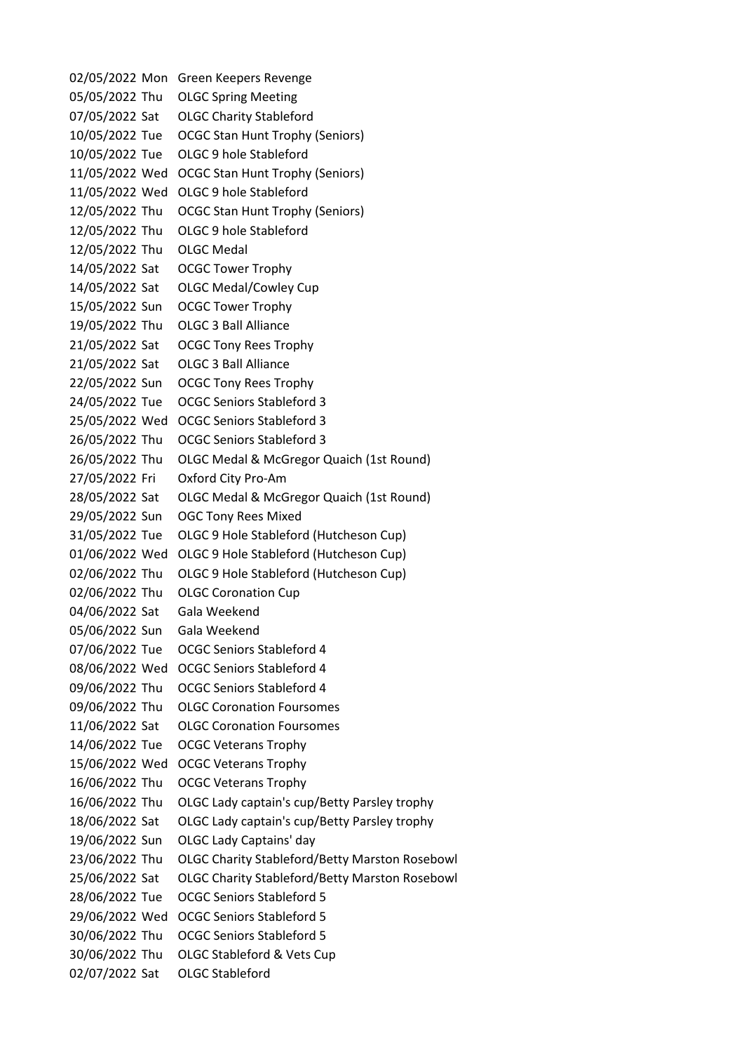| | | |
|---|---|---|
| 02/05/2022 | Mon | Green Keepers Revenge |
| 05/05/2022 | Thu | OLGC Spring Meeting |
| 07/05/2022 | Sat | OLGC Charity Stableford |
| 10/05/2022 | Tue | OCGC Stan Hunt Trophy (Seniors) |
| 10/05/2022 | Tue | OLGC 9 hole Stableford |
| 11/05/2022 | Wed | OCGC Stan Hunt Trophy (Seniors) |
| 11/05/2022 | Wed | OLGC 9 hole Stableford |
| 12/05/2022 | Thu | OCGC Stan Hunt Trophy (Seniors) |
| 12/05/2022 | Thu | OLGC 9 hole Stableford |
| 12/05/2022 | Thu | OLGC Medal |
| 14/05/2022 | Sat | OCGC Tower Trophy |
| 14/05/2022 | Sat | OLGC Medal/Cowley Cup |
| 15/05/2022 | Sun | OCGC Tower Trophy |
| 19/05/2022 | Thu | OLGC 3 Ball Alliance |
| 21/05/2022 | Sat | OCGC Tony Rees Trophy |
| 21/05/2022 | Sat | OLGC 3 Ball Alliance |
| 22/05/2022 | Sun | OCGC Tony Rees Trophy |
| 24/05/2022 | Tue | OCGC Seniors Stableford 3 |
| 25/05/2022 | Wed | OCGC Seniors Stableford 3 |
| 26/05/2022 | Thu | OCGC Seniors Stableford 3 |
| 26/05/2022 | Thu | OLGC Medal & McGregor Quaich (1st Round) |
| 27/05/2022 | Fri | Oxford City Pro-Am |
| 28/05/2022 | Sat | OLGC Medal & McGregor Quaich (1st Round) |
| 29/05/2022 | Sun | OGC Tony Rees Mixed |
| 31/05/2022 | Tue | OLGC 9 Hole Stableford (Hutcheson Cup) |
| 01/06/2022 | Wed | OLGC 9 Hole Stableford (Hutcheson Cup) |
| 02/06/2022 | Thu | OLGC 9 Hole Stableford (Hutcheson Cup) |
| 02/06/2022 | Thu | OLGC Coronation Cup |
| 04/06/2022 | Sat | Gala Weekend |
| 05/06/2022 | Sun | Gala Weekend |
| 07/06/2022 | Tue | OCGC Seniors Stableford 4 |
| 08/06/2022 | Wed | OCGC Seniors Stableford 4 |
| 09/06/2022 | Thu | OCGC Seniors Stableford 4 |
| 09/06/2022 | Thu | OLGC Coronation Foursomes |
| 11/06/2022 | Sat | OLGC Coronation Foursomes |
| 14/06/2022 | Tue | OCGC Veterans Trophy |
| 15/06/2022 | Wed | OCGC Veterans Trophy |
| 16/06/2022 | Thu | OCGC Veterans Trophy |
| 16/06/2022 | Thu | OLGC Lady captain's cup/Betty Parsley trophy |
| 18/06/2022 | Sat | OLGC Lady captain's cup/Betty Parsley trophy |
| 19/06/2022 | Sun | OLGC Lady Captains' day |
| 23/06/2022 | Thu | OLGC Charity Stableford/Betty Marston Rosebowl |
| 25/06/2022 | Sat | OLGC Charity Stableford/Betty Marston Rosebowl |
| 28/06/2022 | Tue | OCGC Seniors Stableford 5 |
| 29/06/2022 | Wed | OCGC Seniors Stableford 5 |
| 30/06/2022 | Thu | OCGC Seniors Stableford 5 |
| 30/06/2022 | Thu | OLGC Stableford & Vets Cup |
| 02/07/2022 | Sat | OLGC Stableford |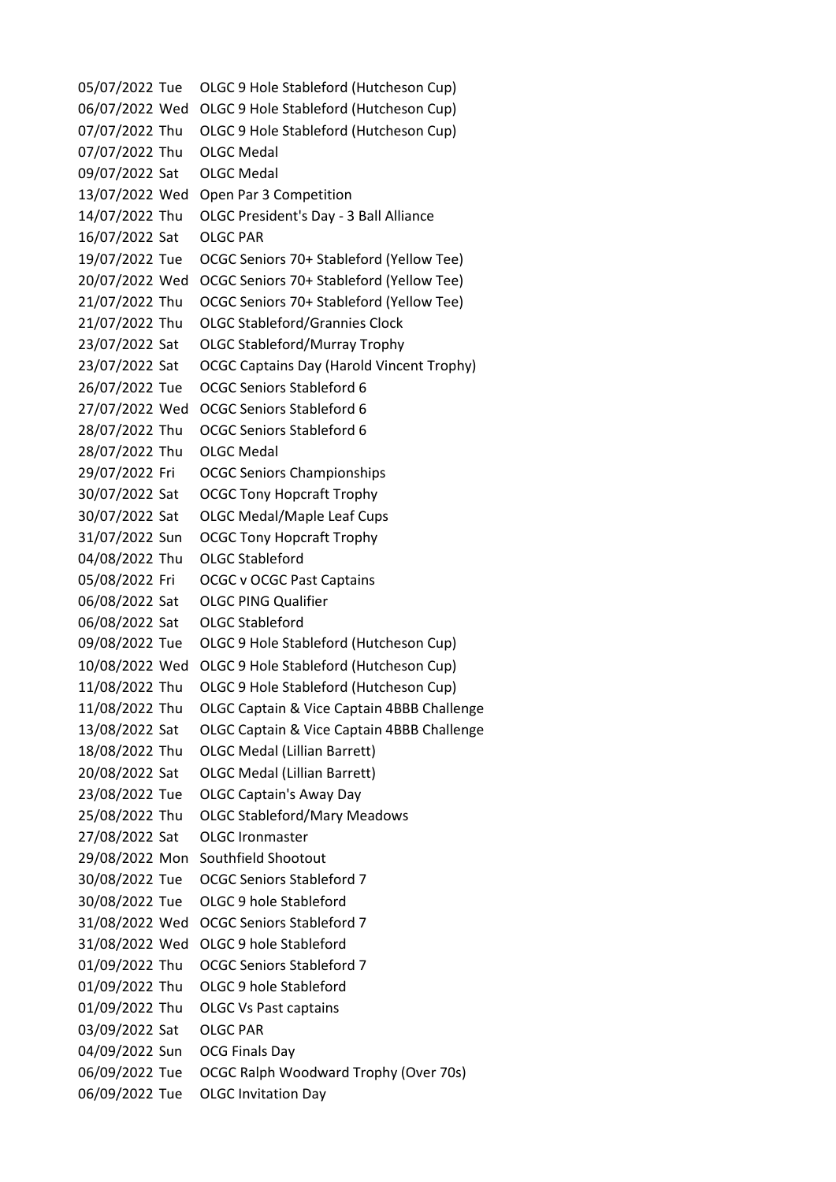| | | |
|---|---|---|
| 05/07/2022 | Tue | OLGC 9 Hole Stableford (Hutcheson Cup) |
| 06/07/2022 | Wed | OLGC 9 Hole Stableford (Hutcheson Cup) |
| 07/07/2022 | Thu | OLGC 9 Hole Stableford (Hutcheson Cup) |
| 07/07/2022 | Thu | OLGC Medal |
| 09/07/2022 | Sat | OLGC Medal |
| 13/07/2022 | Wed | Open Par 3 Competition |
| 14/07/2022 | Thu | OLGC President's Day - 3 Ball Alliance |
| 16/07/2022 | Sat | OLGC PAR |
| 19/07/2022 | Tue | OCGC Seniors 70+ Stableford (Yellow Tee) |
| 20/07/2022 | Wed | OCGC Seniors 70+ Stableford (Yellow Tee) |
| 21/07/2022 | Thu | OCGC Seniors 70+ Stableford (Yellow Tee) |
| 21/07/2022 | Thu | OLGC Stableford/Grannies Clock |
| 23/07/2022 | Sat | OLGC Stableford/Murray Trophy |
| 23/07/2022 | Sat | OCGC Captains Day (Harold Vincent Trophy) |
| 26/07/2022 | Tue | OCGC Seniors Stableford 6 |
| 27/07/2022 | Wed | OCGC Seniors Stableford 6 |
| 28/07/2022 | Thu | OCGC Seniors Stableford 6 |
| 28/07/2022 | Thu | OLGC Medal |
| 29/07/2022 | Fri | OCGC Seniors Championships |
| 30/07/2022 | Sat | OCGC Tony Hopcraft Trophy |
| 30/07/2022 | Sat | OLGC Medal/Maple Leaf Cups |
| 31/07/2022 | Sun | OCGC Tony Hopcraft Trophy |
| 04/08/2022 | Thu | OLGC Stableford |
| 05/08/2022 | Fri | OCGC v OCGC Past Captains |
| 06/08/2022 | Sat | OLGC PING Qualifier |
| 06/08/2022 | Sat | OLGC Stableford |
| 09/08/2022 | Tue | OLGC 9 Hole Stableford (Hutcheson Cup) |
| 10/08/2022 | Wed | OLGC 9 Hole Stableford (Hutcheson Cup) |
| 11/08/2022 | Thu | OLGC 9 Hole Stableford (Hutcheson Cup) |
| 11/08/2022 | Thu | OLGC Captain & Vice Captain 4BBB Challenge |
| 13/08/2022 | Sat | OLGC Captain & Vice Captain 4BBB Challenge |
| 18/08/2022 | Thu | OLGC Medal (Lillian Barrett) |
| 20/08/2022 | Sat | OLGC Medal (Lillian Barrett) |
| 23/08/2022 | Tue | OLGC Captain's Away Day |
| 25/08/2022 | Thu | OLGC Stableford/Mary Meadows |
| 27/08/2022 | Sat | OLGC Ironmaster |
| 29/08/2022 | Mon | Southfield Shootout |
| 30/08/2022 | Tue | OCGC Seniors Stableford 7 |
| 30/08/2022 | Tue | OLGC 9 hole Stableford |
| 31/08/2022 | Wed | OCGC Seniors Stableford 7 |
| 31/08/2022 | Wed | OLGC 9 hole Stableford |
| 01/09/2022 | Thu | OCGC Seniors Stableford 7 |
| 01/09/2022 | Thu | OLGC 9 hole Stableford |
| 01/09/2022 | Thu | OLGC Vs Past captains |
| 03/09/2022 | Sat | OLGC PAR |
| 04/09/2022 | Sun | OCG Finals Day |
| 06/09/2022 | Tue | OCGC Ralph Woodward Trophy (Over 70s) |
| 06/09/2022 | Tue | OLGC Invitation Day |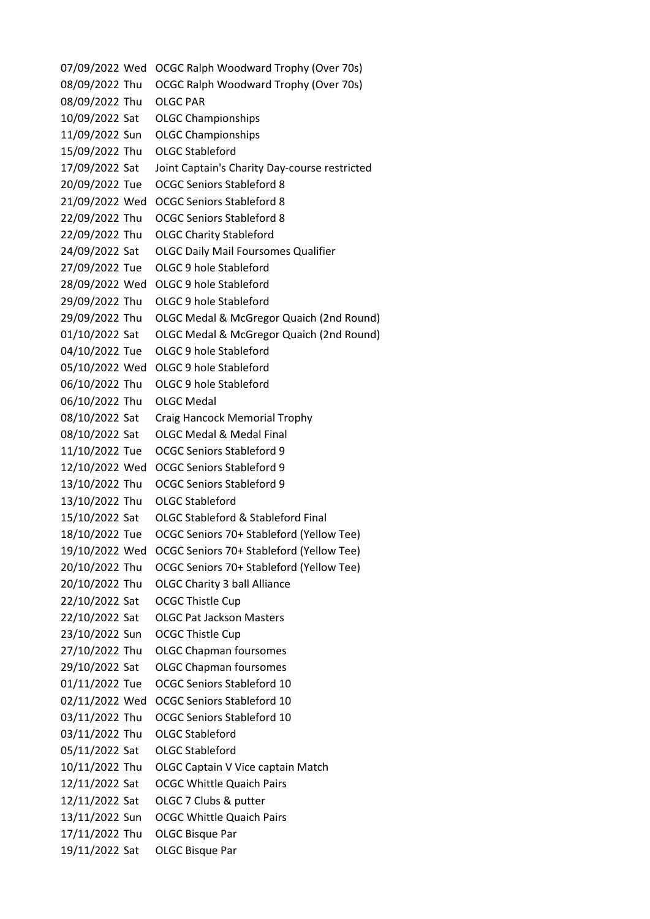| | | |
|---|---|---|
| 07/09/2022 | Wed | OCGC Ralph Woodward Trophy (Over 70s) |
| 08/09/2022 | Thu | OCGC Ralph Woodward Trophy (Over 70s) |
| 08/09/2022 | Thu | OLGC PAR |
| 10/09/2022 | Sat | OLGC Championships |
| 11/09/2022 | Sun | OLGC Championships |
| 15/09/2022 | Thu | OLGC Stableford |
| 17/09/2022 | Sat | Joint Captain's Charity Day-course restricted |
| 20/09/2022 | Tue | OCGC Seniors Stableford 8 |
| 21/09/2022 | Wed | OCGC Seniors Stableford 8 |
| 22/09/2022 | Thu | OCGC Seniors Stableford 8 |
| 22/09/2022 | Thu | OLGC Charity Stableford |
| 24/09/2022 | Sat | OLGC Daily Mail Foursomes Qualifier |
| 27/09/2022 | Tue | OLGC 9 hole Stableford |
| 28/09/2022 | Wed | OLGC 9 hole Stableford |
| 29/09/2022 | Thu | OLGC 9 hole Stableford |
| 29/09/2022 | Thu | OLGC Medal & McGregor Quaich (2nd Round) |
| 01/10/2022 | Sat | OLGC Medal & McGregor Quaich (2nd Round) |
| 04/10/2022 | Tue | OLGC 9 hole Stableford |
| 05/10/2022 | Wed | OLGC 9 hole Stableford |
| 06/10/2022 | Thu | OLGC 9 hole Stableford |
| 06/10/2022 | Thu | OLGC Medal |
| 08/10/2022 | Sat | Craig Hancock Memorial Trophy |
| 08/10/2022 | Sat | OLGC Medal & Medal Final |
| 11/10/2022 | Tue | OCGC Seniors Stableford 9 |
| 12/10/2022 | Wed | OCGC Seniors Stableford 9 |
| 13/10/2022 | Thu | OCGC Seniors Stableford 9 |
| 13/10/2022 | Thu | OLGC Stableford |
| 15/10/2022 | Sat | OLGC Stableford & Stableford Final |
| 18/10/2022 | Tue | OCGC Seniors 70+ Stableford (Yellow Tee) |
| 19/10/2022 | Wed | OCGC Seniors 70+ Stableford (Yellow Tee) |
| 20/10/2022 | Thu | OCGC Seniors 70+ Stableford (Yellow Tee) |
| 20/10/2022 | Thu | OLGC Charity 3 ball Alliance |
| 22/10/2022 | Sat | OCGC Thistle Cup |
| 22/10/2022 | Sat | OLGC Pat Jackson Masters |
| 23/10/2022 | Sun | OCGC Thistle Cup |
| 27/10/2022 | Thu | OLGC Chapman foursomes |
| 29/10/2022 | Sat | OLGC Chapman foursomes |
| 01/11/2022 | Tue | OCGC Seniors Stableford 10 |
| 02/11/2022 | Wed | OCGC Seniors Stableford 10 |
| 03/11/2022 | Thu | OCGC Seniors Stableford 10 |
| 03/11/2022 | Thu | OLGC Stableford |
| 05/11/2022 | Sat | OLGC Stableford |
| 10/11/2022 | Thu | OLGC Captain V Vice captain Match |
| 12/11/2022 | Sat | OCGC Whittle Quaich Pairs |
| 12/11/2022 | Sat | OLGC 7 Clubs & putter |
| 13/11/2022 | Sun | OCGC Whittle Quaich Pairs |
| 17/11/2022 | Thu | OLGC Bisque Par |
| 19/11/2022 | Sat | OLGC Bisque Par |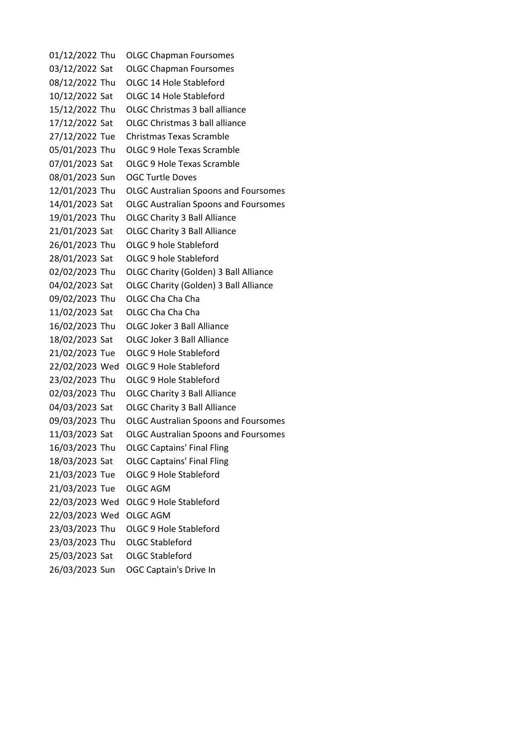| | | |
|---|---|---|
| 01/12/2022 | Thu | OLGC Chapman Foursomes |
| 03/12/2022 | Sat | OLGC Chapman Foursomes |
| 08/12/2022 | Thu | OLGC 14 Hole Stableford |
| 10/12/2022 | Sat | OLGC 14 Hole Stableford |
| 15/12/2022 | Thu | OLGC Christmas 3 ball alliance |
| 17/12/2022 | Sat | OLGC Christmas 3 ball alliance |
| 27/12/2022 | Tue | Christmas Texas Scramble |
| 05/01/2023 | Thu | OLGC 9 Hole Texas Scramble |
| 07/01/2023 | Sat | OLGC 9 Hole Texas Scramble |
| 08/01/2023 | Sun | OGC Turtle Doves |
| 12/01/2023 | Thu | OLGC Australian Spoons and Foursomes |
| 14/01/2023 | Sat | OLGC Australian Spoons and Foursomes |
| 19/01/2023 | Thu | OLGC Charity 3 Ball Alliance |
| 21/01/2023 | Sat | OLGC Charity 3 Ball Alliance |
| 26/01/2023 | Thu | OLGC 9 hole Stableford |
| 28/01/2023 | Sat | OLGC 9 hole Stableford |
| 02/02/2023 | Thu | OLGC Charity (Golden) 3 Ball Alliance |
| 04/02/2023 | Sat | OLGC Charity (Golden) 3 Ball Alliance |
| 09/02/2023 | Thu | OLGC Cha Cha Cha |
| 11/02/2023 | Sat | OLGC Cha Cha Cha |
| 16/02/2023 | Thu | OLGC Joker 3 Ball Alliance |
| 18/02/2023 | Sat | OLGC Joker 3 Ball Alliance |
| 21/02/2023 | Tue | OLGC 9 Hole Stableford |
| 22/02/2023 | Wed | OLGC 9 Hole Stableford |
| 23/02/2023 | Thu | OLGC 9 Hole Stableford |
| 02/03/2023 | Thu | OLGC Charity 3 Ball Alliance |
| 04/03/2023 | Sat | OLGC Charity 3 Ball Alliance |
| 09/03/2023 | Thu | OLGC Australian Spoons and Foursomes |
| 11/03/2023 | Sat | OLGC Australian Spoons and Foursomes |
| 16/03/2023 | Thu | OLGC Captains' Final Fling |
| 18/03/2023 | Sat | OLGC Captains' Final Fling |
| 21/03/2023 | Tue | OLGC 9 Hole Stableford |
| 21/03/2023 | Tue | OLGC AGM |
| 22/03/2023 | Wed | OLGC 9 Hole Stableford |
| 22/03/2023 | Wed | OLGC AGM |
| 23/03/2023 | Thu | OLGC 9 Hole Stableford |
| 23/03/2023 | Thu | OLGC Stableford |
| 25/03/2023 | Sat | OLGC Stableford |
| 26/03/2023 | Sun | OGC Captain's Drive In |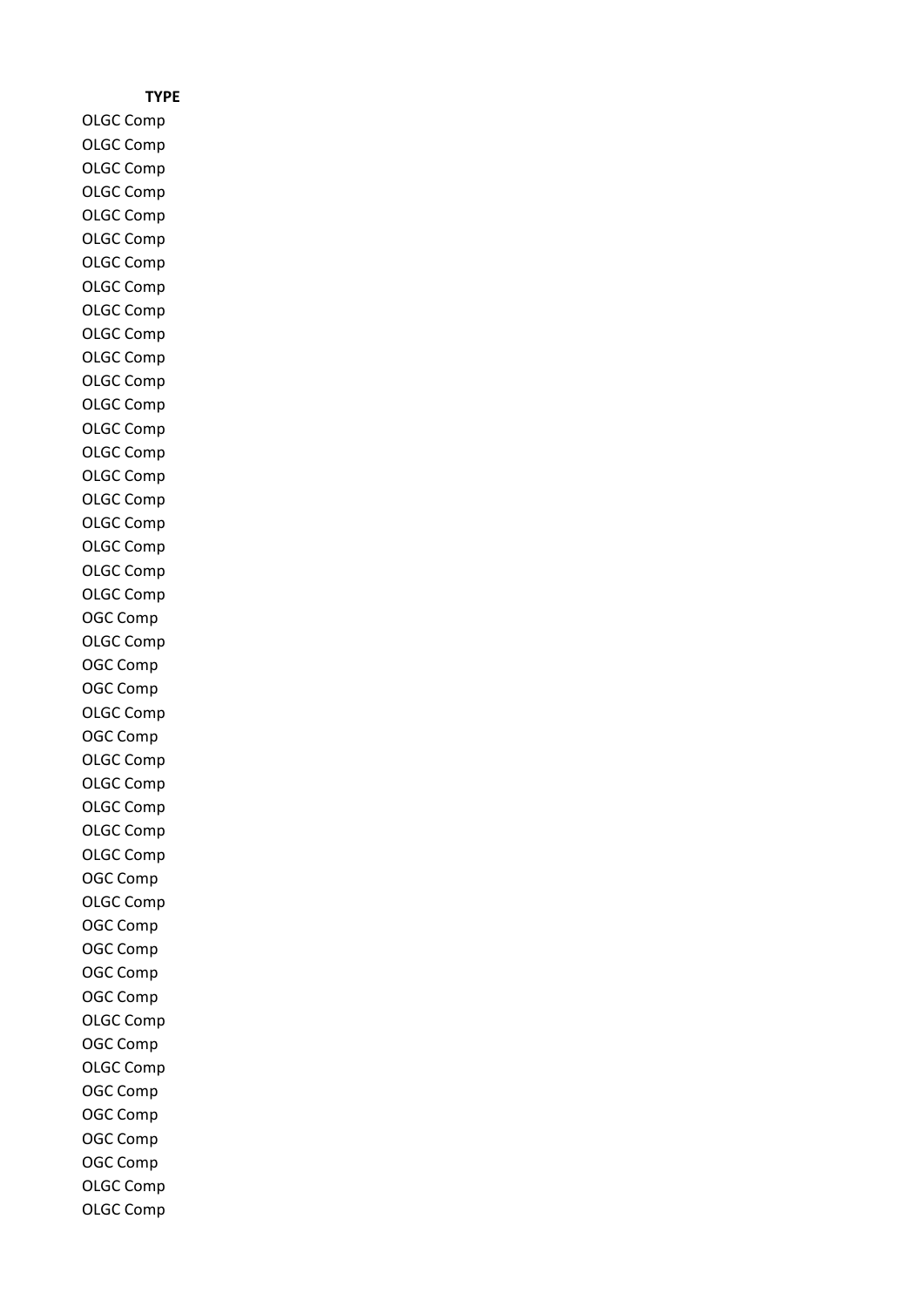| TYPE |
| --- |
| OLGC Comp |
| OLGC Comp |
| OLGC Comp |
| OLGC Comp |
| OLGC Comp |
| OLGC Comp |
| OLGC Comp |
| OLGC Comp |
| OLGC Comp |
| OLGC Comp |
| OLGC Comp |
| OLGC Comp |
| OLGC Comp |
| OLGC Comp |
| OLGC Comp |
| OLGC Comp |
| OLGC Comp |
| OLGC Comp |
| OLGC Comp |
| OLGC Comp |
| OLGC Comp |
| OGC Comp |
| OLGC Comp |
| OGC Comp |
| OGC Comp |
| OLGC Comp |
| OGC Comp |
| OLGC Comp |
| OLGC Comp |
| OLGC Comp |
| OLGC Comp |
| OLGC Comp |
| OGC Comp |
| OLGC Comp |
| OGC Comp |
| OGC Comp |
| OGC Comp |
| OGC Comp |
| OLGC Comp |
| OGC Comp |
| OLGC Comp |
| OGC Comp |
| OGC Comp |
| OGC Comp |
| OGC Comp |
| OLGC Comp |
| OLGC Comp |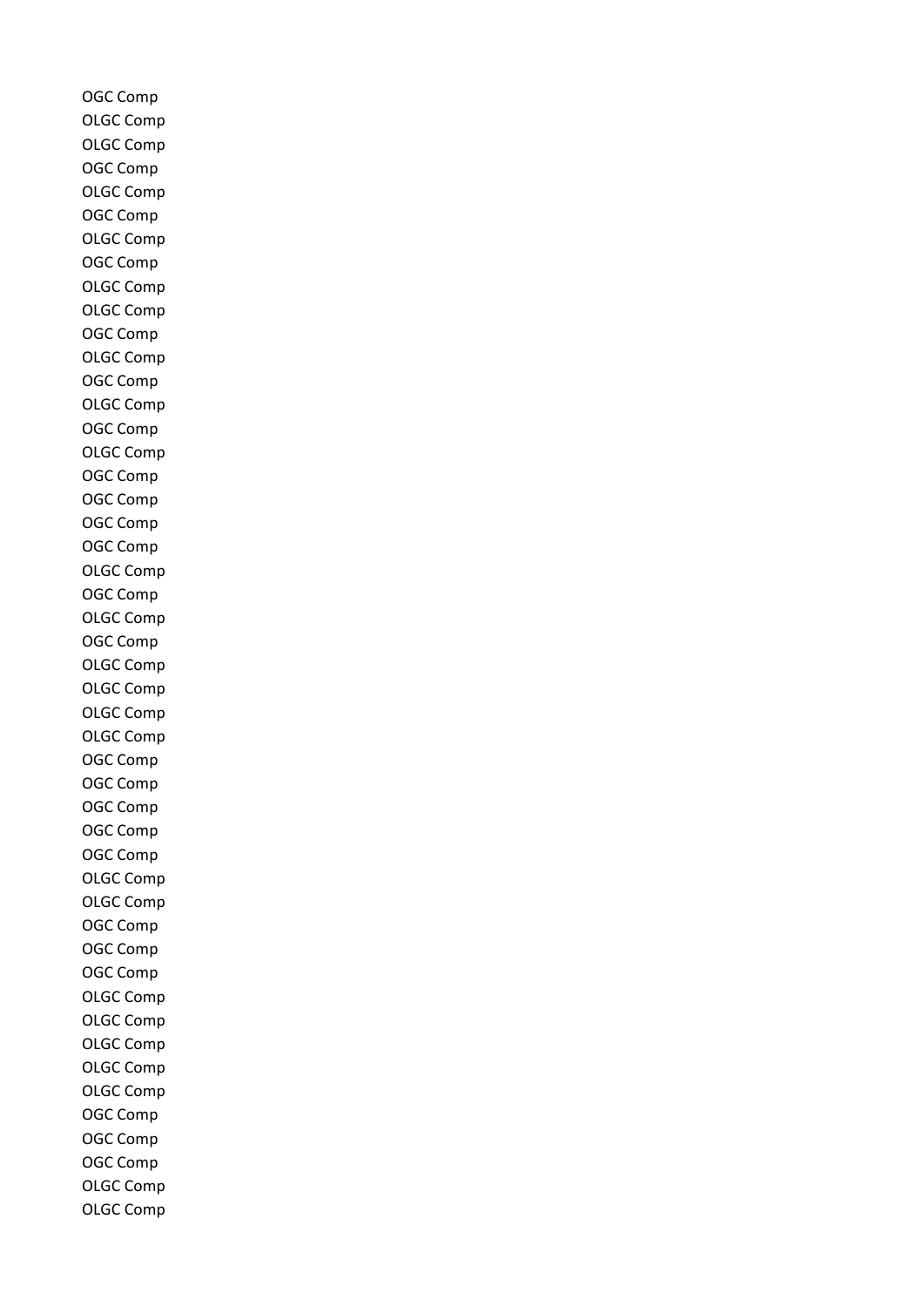OGC Comp
OLGC Comp
OLGC Comp
OGC Comp
OLGC Comp
OGC Comp
OLGC Comp
OGC Comp
OLGC Comp
OLGC Comp
OGC Comp
OLGC Comp
OGC Comp
OLGC Comp
OGC Comp
OLGC Comp
OGC Comp
OGC Comp
OGC Comp
OGC Comp
OLGC Comp
OGC Comp
OLGC Comp
OGC Comp
OLGC Comp
OLGC Comp
OLGC Comp
OLGC Comp
OGC Comp
OGC Comp
OGC Comp
OGC Comp
OGC Comp
OLGC Comp
OLGC Comp
OGC Comp
OGC Comp
OGC Comp
OLGC Comp
OLGC Comp
OLGC Comp
OLGC Comp
OLGC Comp
OGC Comp
OGC Comp
OGC Comp
OLGC Comp
OLGC Comp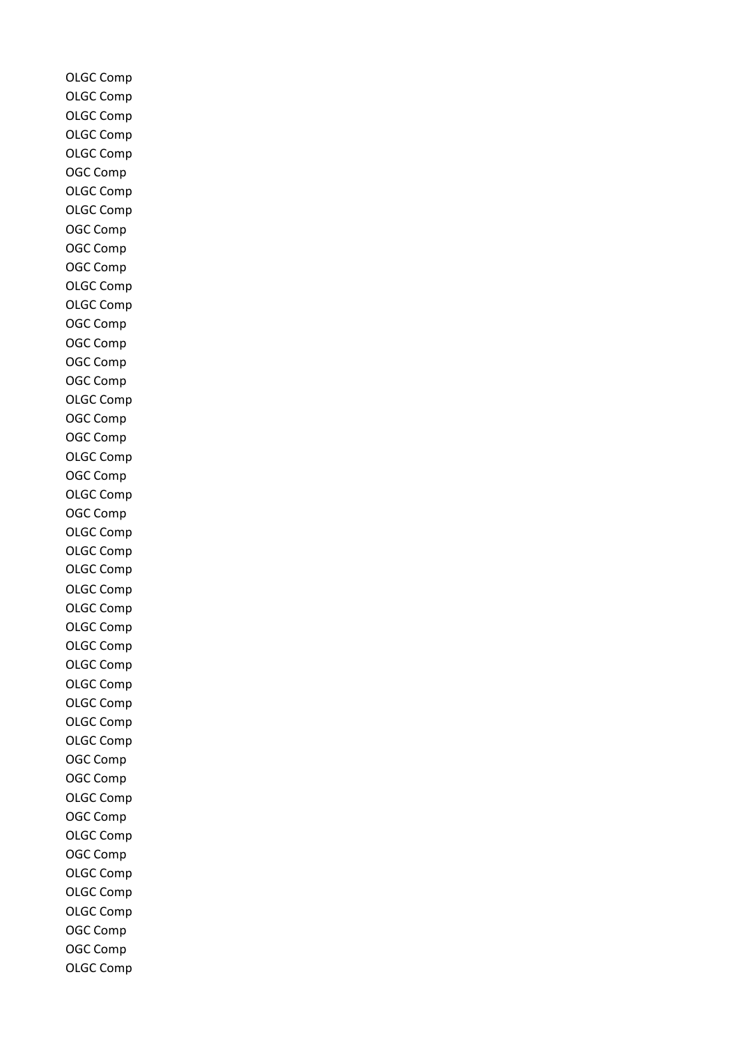OLGC Comp
OLGC Comp
OLGC Comp
OLGC Comp
OLGC Comp
OGC Comp
OLGC Comp
OLGC Comp
OGC Comp
OGC Comp
OGC Comp
OLGC Comp
OLGC Comp
OGC Comp
OGC Comp
OGC Comp
OGC Comp
OLGC Comp
OGC Comp
OGC Comp
OLGC Comp
OGC Comp
OLGC Comp
OGC Comp
OLGC Comp
OLGC Comp
OLGC Comp
OLGC Comp
OLGC Comp
OLGC Comp
OLGC Comp
OLGC Comp
OLGC Comp
OLGC Comp
OLGC Comp
OLGC Comp
OGC Comp
OGC Comp
OLGC Comp
OGC Comp
OLGC Comp
OGC Comp
OLGC Comp
OLGC Comp
OLGC Comp
OGC Comp
OGC Comp
OLGC Comp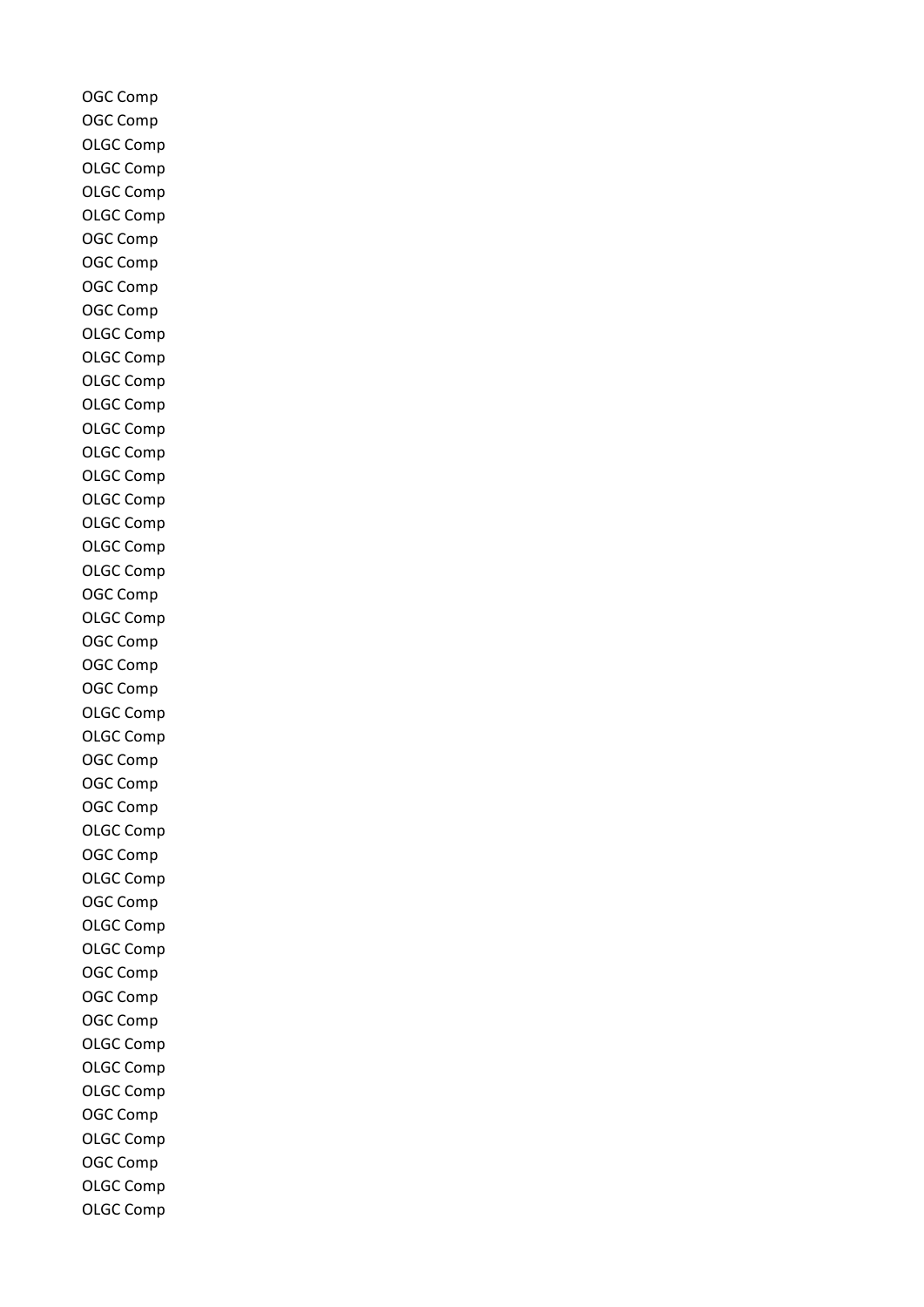OGC Comp
OGC Comp
OLGC Comp
OLGC Comp
OLGC Comp
OLGC Comp
OGC Comp
OGC Comp
OGC Comp
OGC Comp
OLGC Comp
OLGC Comp
OLGC Comp
OLGC Comp
OLGC Comp
OLGC Comp
OLGC Comp
OLGC Comp
OLGC Comp
OLGC Comp
OLGC Comp
OGC Comp
OLGC Comp
OGC Comp
OGC Comp
OGC Comp
OLGC Comp
OLGC Comp
OGC Comp
OGC Comp
OGC Comp
OLGC Comp
OGC Comp
OLGC Comp
OGC Comp
OLGC Comp
OLGC Comp
OGC Comp
OGC Comp
OGC Comp
OLGC Comp
OLGC Comp
OLGC Comp
OGC Comp
OLGC Comp
OGC Comp
OLGC Comp
OLGC Comp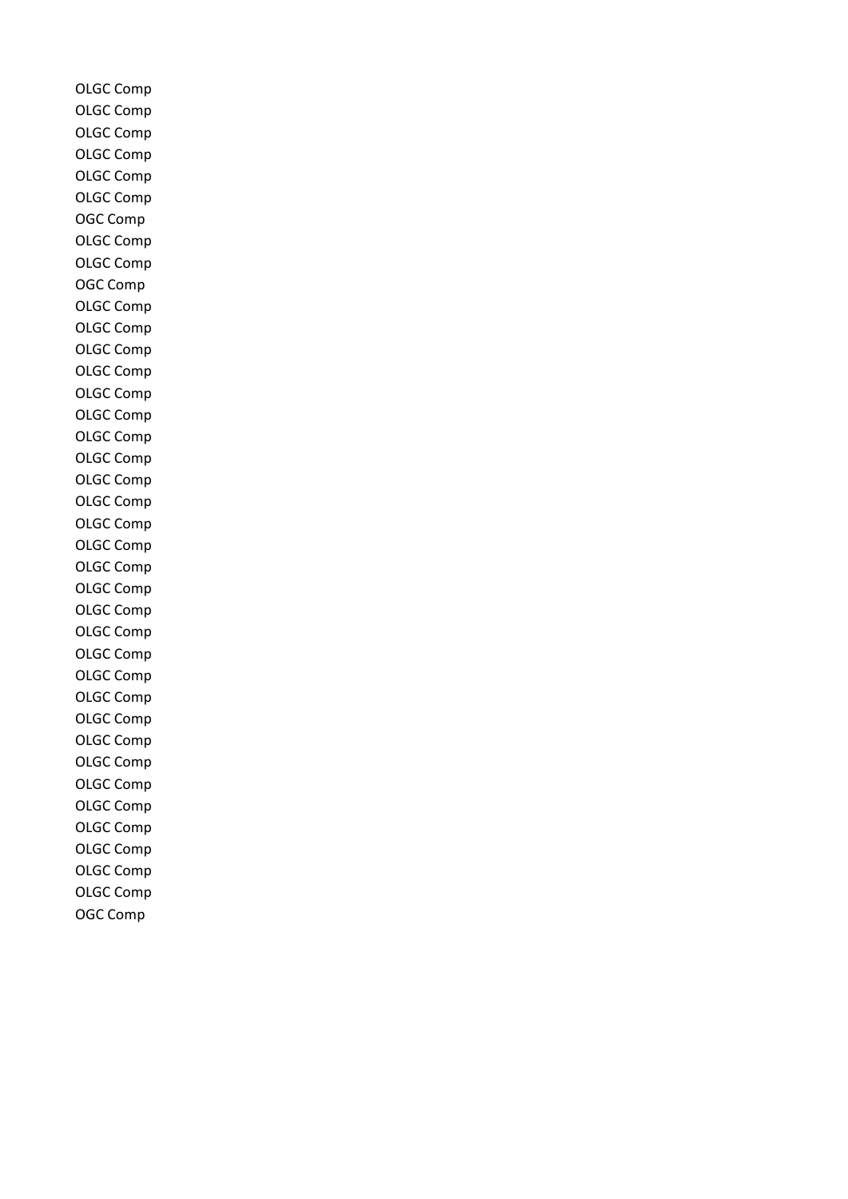OLGC Comp
OLGC Comp
OLGC Comp
OLGC Comp
OLGC Comp
OLGC Comp
OGC Comp
OLGC Comp
OLGC Comp
OGC Comp
OLGC Comp
OLGC Comp
OLGC Comp
OLGC Comp
OLGC Comp
OLGC Comp
OLGC Comp
OLGC Comp
OLGC Comp
OLGC Comp
OLGC Comp
OLGC Comp
OLGC Comp
OLGC Comp
OLGC Comp
OLGC Comp
OLGC Comp
OLGC Comp
OLGC Comp
OLGC Comp
OLGC Comp
OLGC Comp
OLGC Comp
OLGC Comp
OLGC Comp
OLGC Comp
OLGC Comp
OLGC Comp
OGC Comp